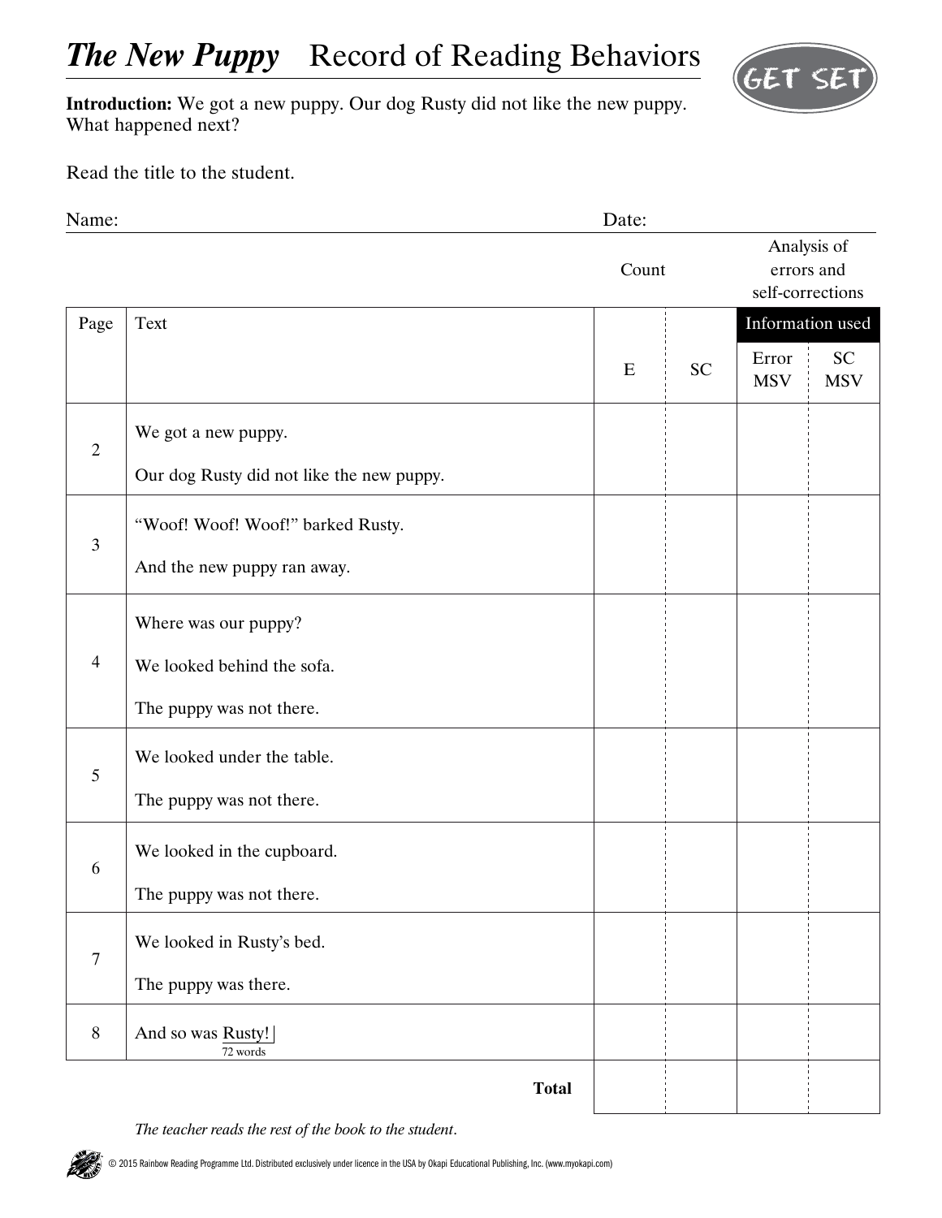# *The New Puppy* Record of Reading Behaviors

GET SET

**Introduction:** We got a new puppy. Our dog Rusty did not like the new puppy. What happened next?

Read the title to the student.

Name: Date:

| Page | Text | Count: E | Count: SC | Analysis of errors and self-corrections — Information used: Error MSV | Analysis of errors and self-corrections — Information used: SC MSV |
|---|---|---|---|---|---|
| 2 | We got a new puppy.<br>Our dog Rusty did not like the new puppy. | | | | |
| 3 | "Woof! Woof! Woof!" barked Rusty.<br>And the new puppy ran away. | | | | |
| 4 | Where was our puppy?<br>We looked behind the sofa.<br>The puppy was not there. | | | | |
| 5 | We looked under the table.<br>The puppy was not there. | | | | |
| 6 | We looked in the cupboard.<br>The puppy was not there. | | | | |
| 7 | We looked in Rusty's bed.<br>The puppy was there. | | | | |
| 8 | And so was Rusty!<br>72 words | | | | |
| | **Total** | | | | |

*The teacher reads the rest of the book to the student.*

© 2015 Rainbow Reading Programme Ltd. Distributed exclusively under licence in the USA by Okapi Educational Publishing, Inc. (www.myokapi.com)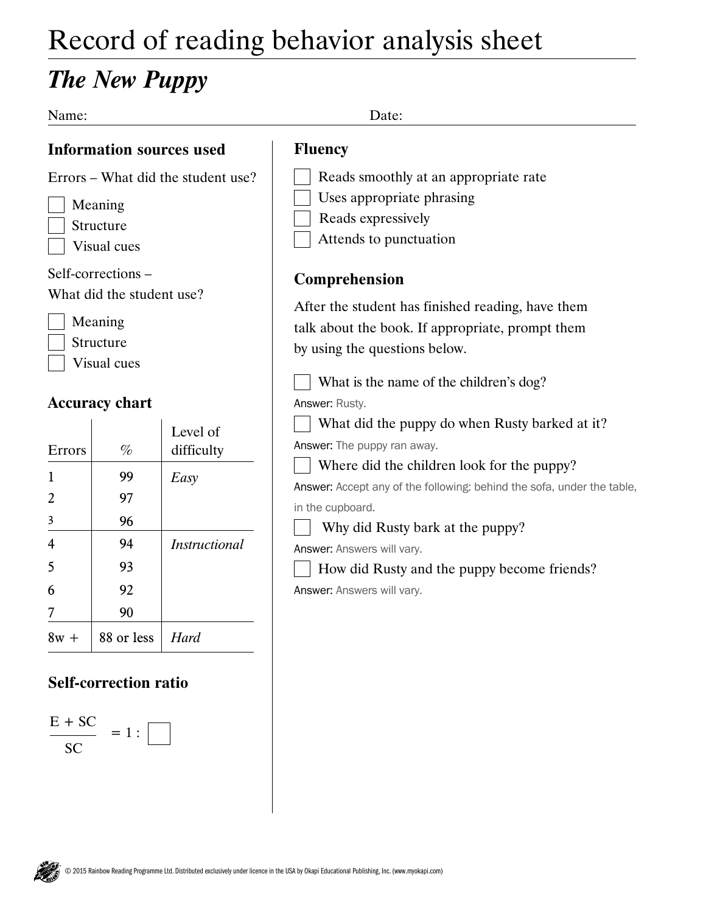# Record of reading behavior analysis sheet

## *The New Puppy*

Name: Date:

### Information sources used

Errors – What did the student use?

- [ ] Meaning
- [ ] Structure
- [ ] Visual cues

Self-corrections – What did the student use?

- [ ] Meaning
- [ ] Structure
- [ ] Visual cues

### Accuracy chart

| Errors | % | Level of difficulty |
|---|---|---|
| 1 | 99 | *Easy* |
| 2 | 97 | |
| 3 | 96 | |
| 4 | 94 | *Instructional* |
| 5 | 93 | |
| 6 | 92 | |
| 7 | 90 | |
| 8w + | 88 or less | *Hard* |

### Self-correction ratio

$$\frac{E + SC}{SC} = 1 : \square$$

### Fluency

- [ ] Reads smoothly at an appropriate rate
- [ ] Uses appropriate phrasing
- [ ] Reads expressively
- [ ] Attends to punctuation

### Comprehension

After the student has finished reading, have them talk about the book. If appropriate, prompt them by using the questions below.

- [ ] What is the name of the children's dog?

Answer: Rusty.

- [ ] What did the puppy do when Rusty barked at it?

Answer: The puppy ran away.

- [ ] Where did the children look for the puppy?

Answer: Accept any of the following: behind the sofa, under the table, in the cupboard.

- [ ] Why did Rusty bark at the puppy?

Answer: Answers will vary.

- [ ] How did Rusty and the puppy become friends?

Answer: Answers will vary.

© 2015 Rainbow Reading Programme Ltd. Distributed exclusively under licence in the USA by Okapi Educational Publishing, Inc. (www.myokapi.com)